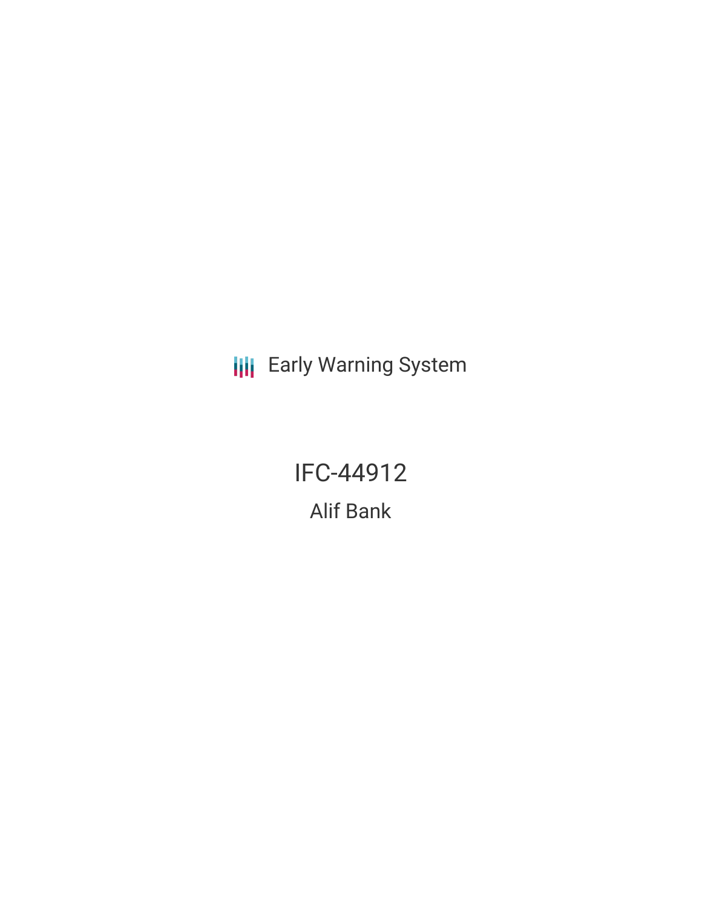Early Warning System

# IFC-44912

## Alif Bank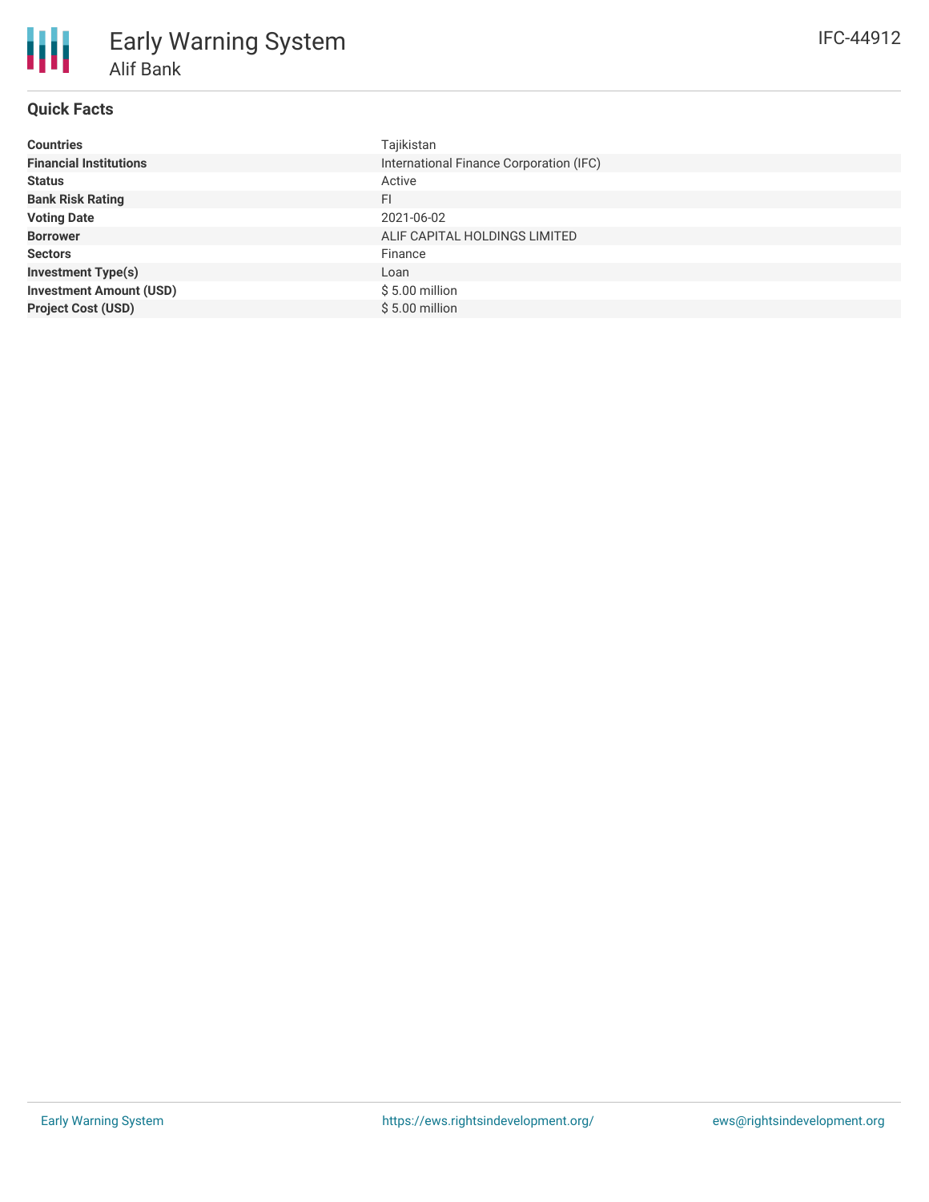# Early Warning System

## Alif Bank

IFC-44912

### Quick Facts

| | |
|---|---|
| **Countries** | Tajikistan |
| **Financial Institutions** | International Finance Corporation (IFC) |
| **Status** | Active |
| **Bank Risk Rating** | FI |
| **Voting Date** | 2021-06-02 |
| **Borrower** | ALIF CAPITAL HOLDINGS LIMITED |
| **Sectors** | Finance |
| **Investment Type(s)** | Loan |
| **Investment Amount (USD)** | $ 5.00 million |
| **Project Cost (USD)** | $ 5.00 million |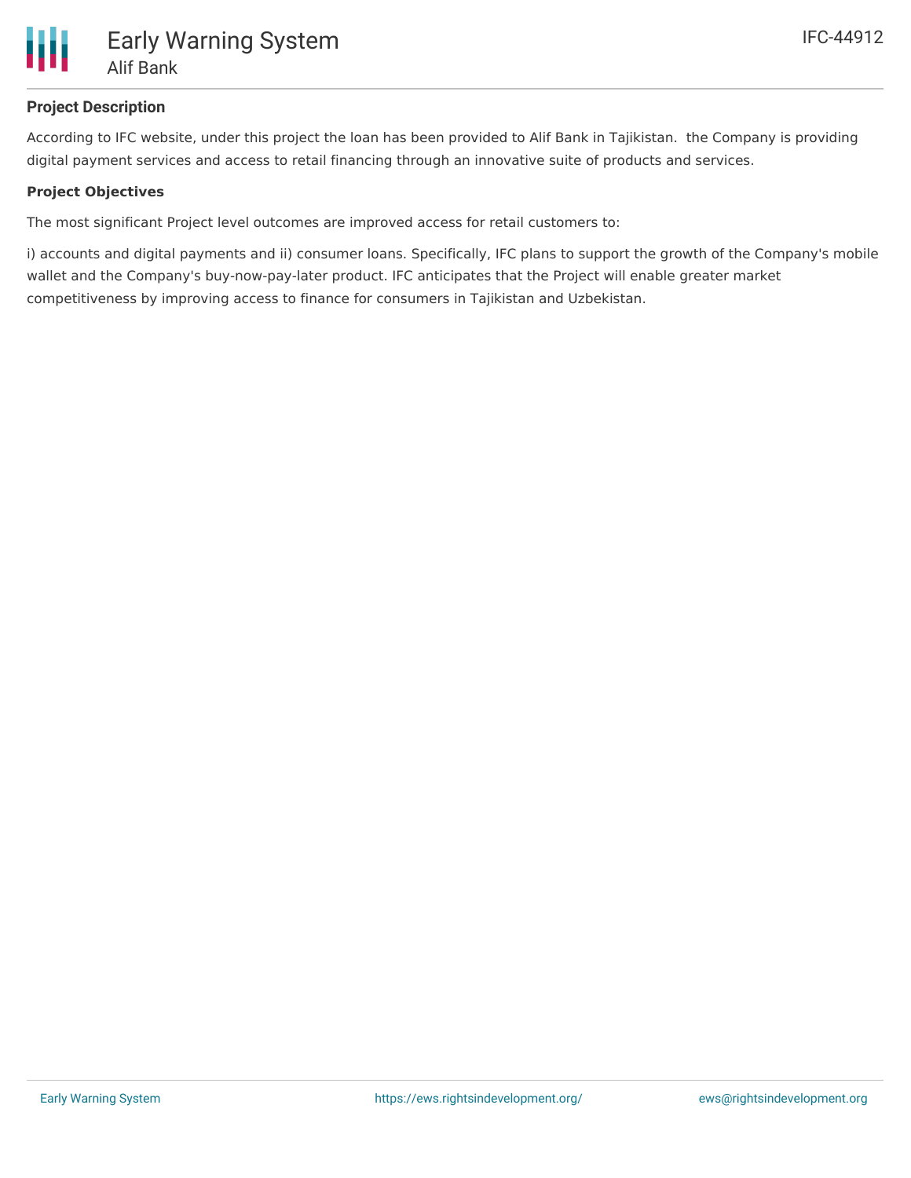#### Project Description

According to IFC website, under this project the loan has been provided to Alif Bank in Tajikistan.  the Company is providing digital payment services and access to retail financing through an innovative suite of products and services.

#### Project Objectives

The most significant Project level outcomes are improved access for retail customers to:

i) accounts and digital payments and ii) consumer loans. Specifically, IFC plans to support the growth of the Company's mobile wallet and the Company's buy-now-pay-later product. IFC anticipates that the Project will enable greater market competitiveness by improving access to finance for consumers in Tajikistan and Uzbekistan.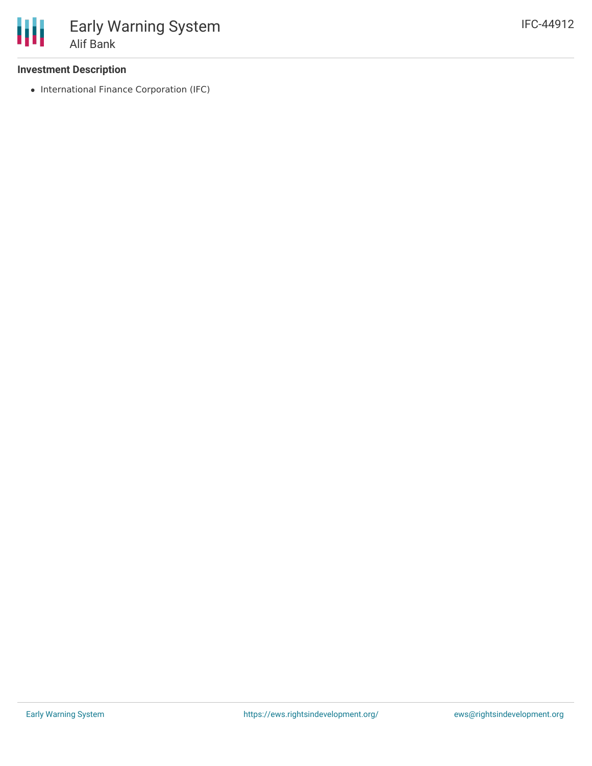### Investment Description

- International Finance Corporation (IFC)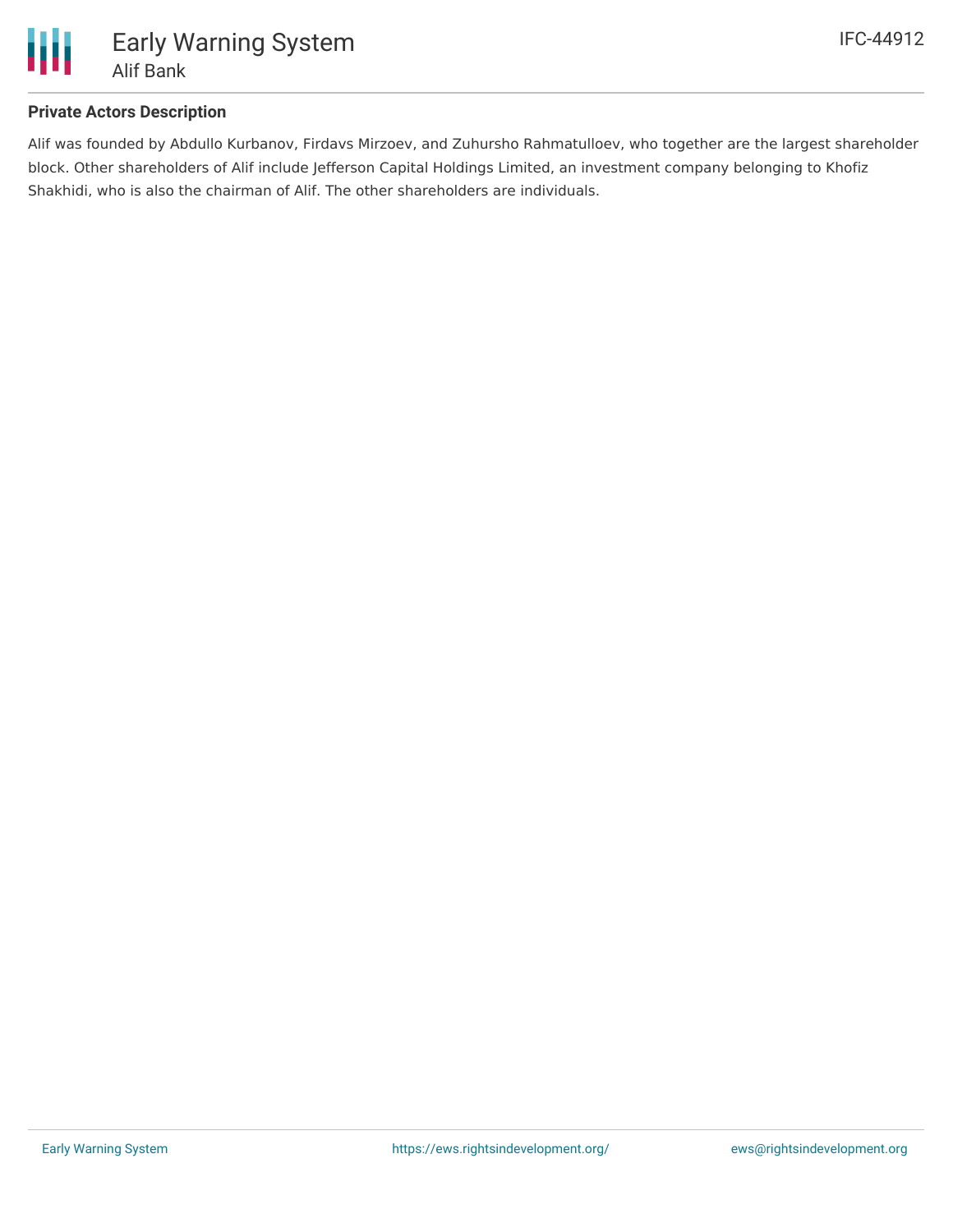**Private Actors Description**

Alif was founded by Abdullo Kurbanov, Firdavs Mirzoev, and Zuhursho Rahmatulloev, who together are the largest shareholder block. Other shareholders of Alif include Jefferson Capital Holdings Limited, an investment company belonging to Khofiz Shakhidi, who is also the chairman of Alif. The other shareholders are individuals.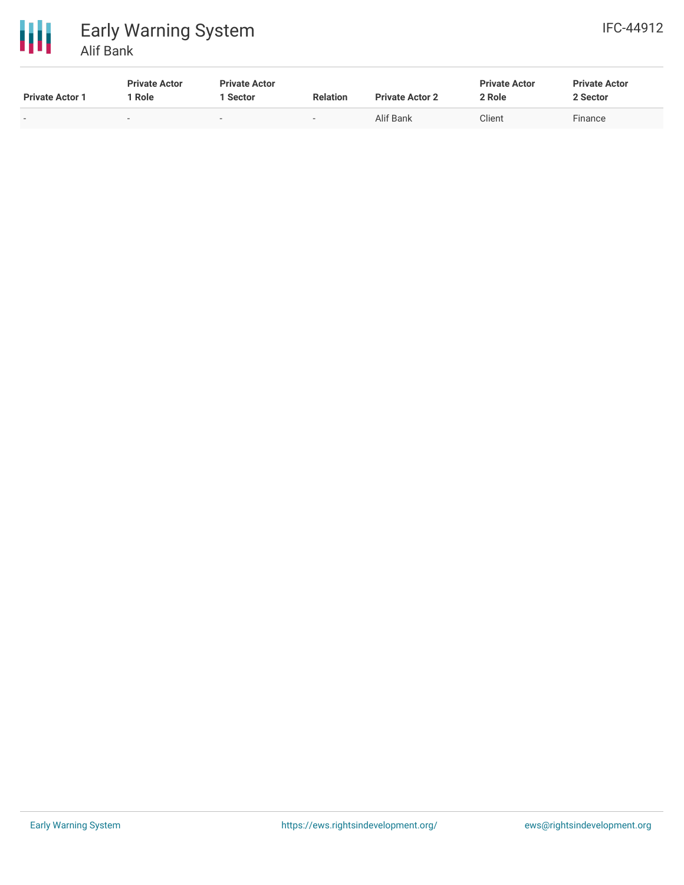| Private Actor 1 | Private Actor 1 Role | Private Actor 1 Sector | Relation | Private Actor 2 | Private Actor 2 Role | Private Actor 2 Sector |
|---|---|---|---|---|---|---|
| - | - | - | - | Alif Bank | Client | Finance |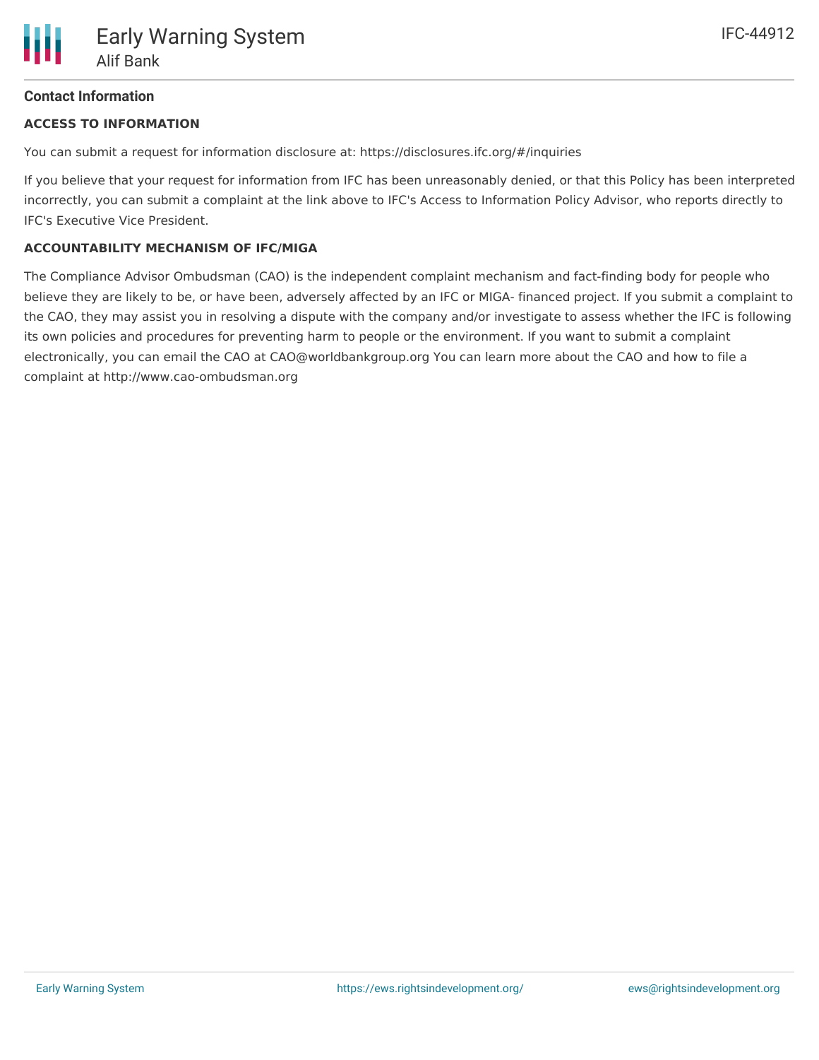## Contact Information

**ACCESS TO INFORMATION**

You can submit a request for information disclosure at: https://disclosures.ifc.org/#/inquiries

If you believe that your request for information from IFC has been unreasonably denied, or that this Policy has been interpreted incorrectly, you can submit a complaint at the link above to IFC's Access to Information Policy Advisor, who reports directly to IFC's Executive Vice President.

**ACCOUNTABILITY MECHANISM OF IFC/MIGA**

The Compliance Advisor Ombudsman (CAO) is the independent complaint mechanism and fact-finding body for people who believe they are likely to be, or have been, adversely affected by an IFC or MIGA- financed project. If you submit a complaint to the CAO, they may assist you in resolving a dispute with the company and/or investigate to assess whether the IFC is following its own policies and procedures for preventing harm to people or the environment. If you want to submit a complaint electronically, you can email the CAO at CAO@worldbankgroup.org You can learn more about the CAO and how to file a complaint at http://www.cao-ombudsman.org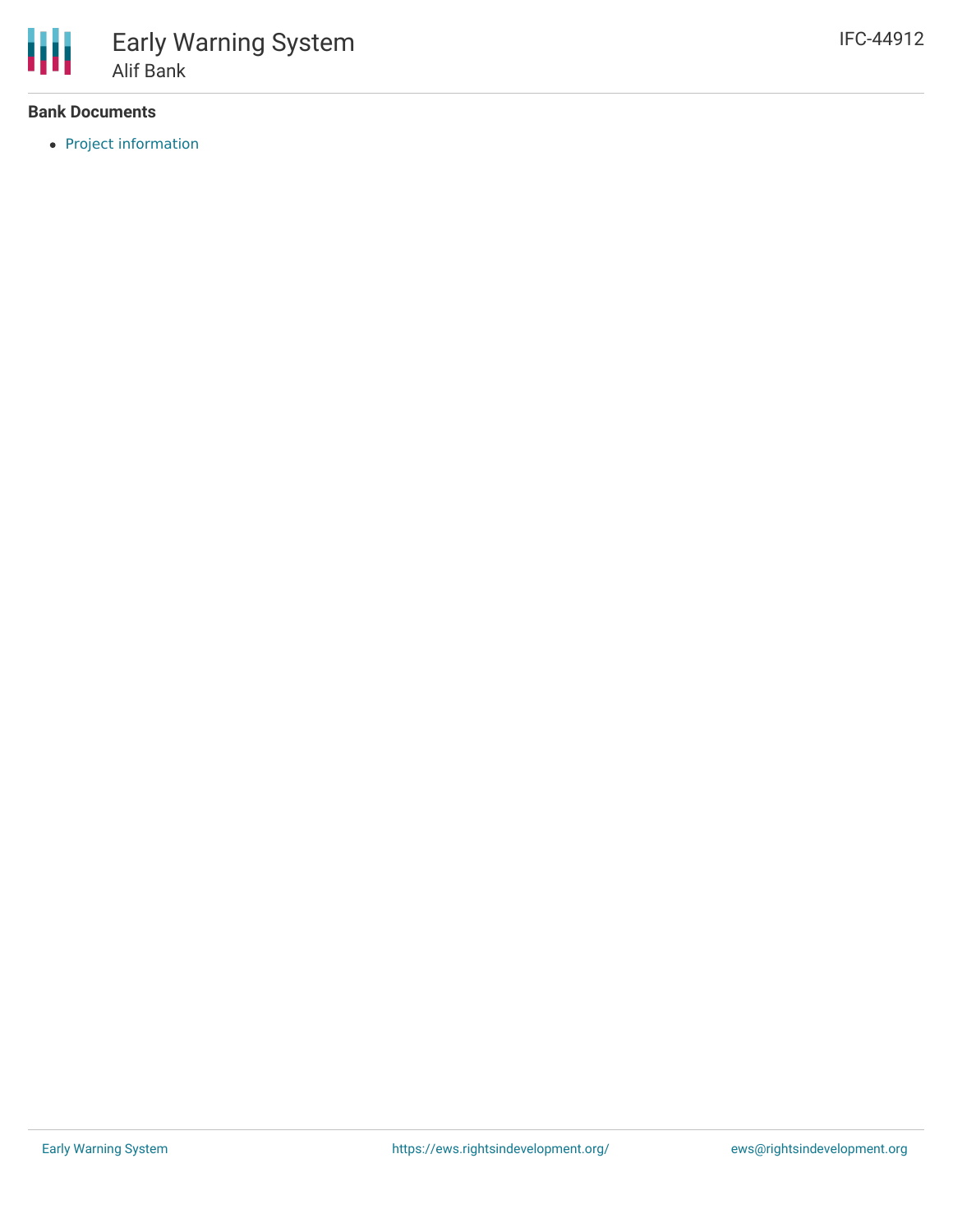**Bank Documents**

- Project information